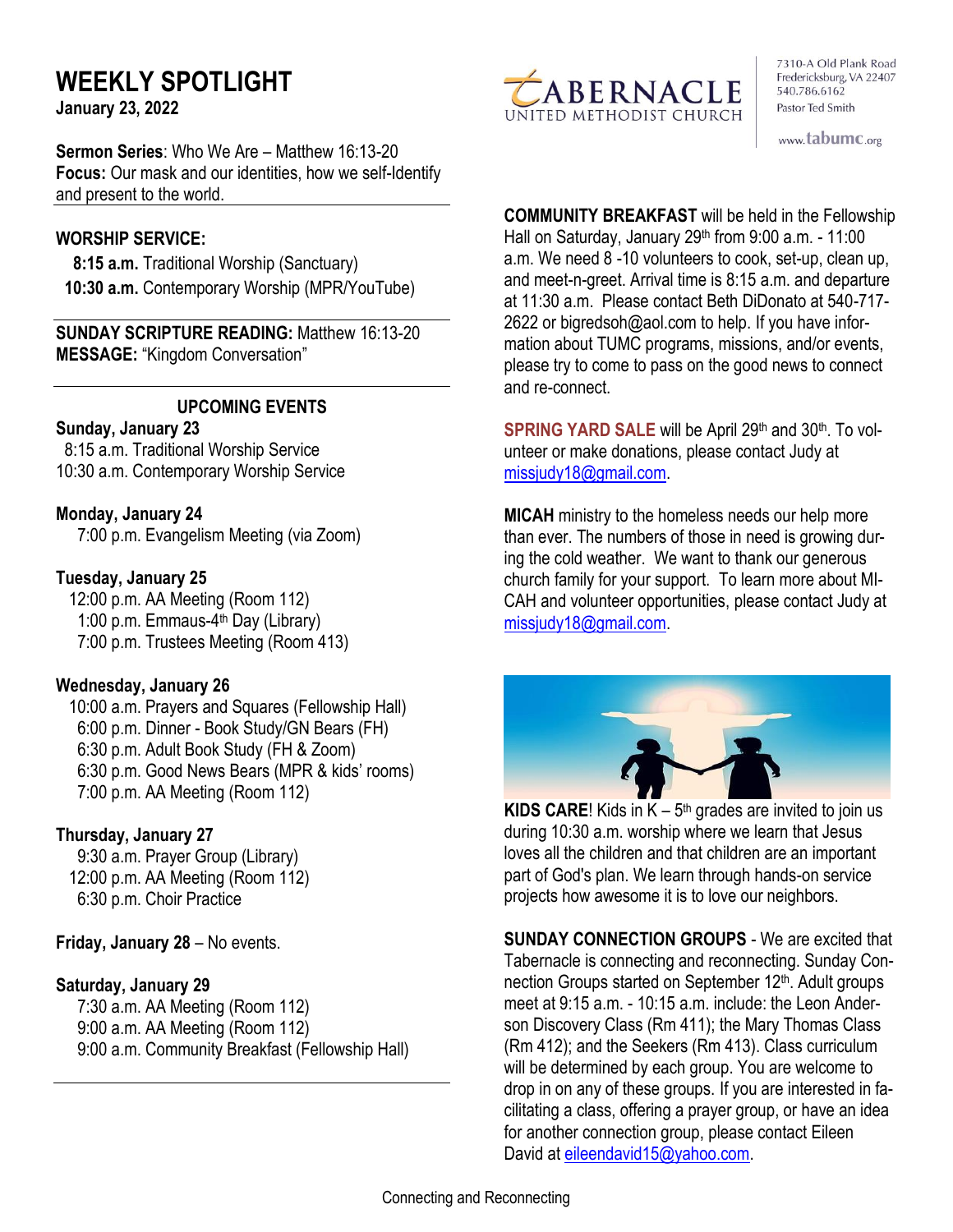# WEEKLY SPOTLIGHT

**January 23, 2022**

TABERNACLE UNITED METHODIST CHURCH

7310-A Old Plank Road
Fredericksburg, VA 22407
540.786.6162
Pastor Ted Smith

www.tabumc.org

**Sermon Series**: Who We Are – Matthew 16:13-20
**Focus:** Our mask and our identities, how we self-Identify and present to the world.

**WORSHIP SERVICE:**

**8:15 a.m.** Traditional Worship (Sanctuary)
**10:30 a.m.** Contemporary Worship (MPR/YouTube)

**SUNDAY SCRIPTURE READING:** Matthew 16:13-20
**MESSAGE:** "Kingdom Conversation"

## UPCOMING EVENTS

**Sunday, January 23**
8:15 a.m. Traditional Worship Service
10:30 a.m. Contemporary Worship Service

**Monday, January 24**
7:00 p.m. Evangelism Meeting (via Zoom)

**Tuesday, January 25**
12:00 p.m. AA Meeting (Room 112)
1:00 p.m. Emmaus-4th Day (Library)
7:00 p.m. Trustees Meeting (Room 413)

**Wednesday, January 26**
10:00 a.m. Prayers and Squares (Fellowship Hall)
6:00 p.m. Dinner - Book Study/GN Bears (FH)
6:30 p.m. Adult Book Study (FH & Zoom)
6:30 p.m. Good News Bears (MPR & kids' rooms)
7:00 p.m. AA Meeting (Room 112)

**Thursday, January 27**
9:30 a.m. Prayer Group (Library)
12:00 p.m. AA Meeting (Room 112)
6:30 p.m. Choir Practice

**Friday, January 28** – No events.

**Saturday, January 29**
7:30 a.m. AA Meeting (Room 112)
9:00 a.m. AA Meeting (Room 112)
9:00 a.m. Community Breakfast (Fellowship Hall)

**COMMUNITY BREAKFAST** will be held in the Fellowship Hall on Saturday, January 29th from 9:00 a.m. - 11:00 a.m. We need 8 -10 volunteers to cook, set-up, clean up, and meet-n-greet. Arrival time is 8:15 a.m. and departure at 11:30 a.m. Please contact Beth DiDonato at 540-717-2622 or bigredsoh@aol.com to help. If you have information about TUMC programs, missions, and/or events, please try to come to pass on the good news to connect and re-connect.

**SPRING YARD SALE** will be April 29th and 30th. To volunteer or make donations, please contact Judy at missjudy18@gmail.com.

**MICAH** ministry to the homeless needs our help more than ever. The numbers of those in need is growing during the cold weather. We want to thank our generous church family for your support. To learn more about MICAH and volunteer opportunities, please contact Judy at missjudy18@gmail.com.

**KIDS CARE**! Kids in K – 5th grades are invited to join us during 10:30 a.m. worship where we learn that Jesus loves all the children and that children are an important part of God's plan. We learn through hands-on service projects how awesome it is to love our neighbors.

**SUNDAY CONNECTION GROUPS** - We are excited that Tabernacle is connecting and reconnecting. Sunday Connection Groups started on September 12th. Adult groups meet at 9:15 a.m. - 10:15 a.m. include: the Leon Anderson Discovery Class (Rm 411); the Mary Thomas Class (Rm 412); and the Seekers (Rm 413). Class curriculum will be determined by each group. You are welcome to drop in on any of these groups. If you are interested in facilitating a class, offering a prayer group, or have an idea for another connection group, please contact Eileen David at eileendavid15@yahoo.com.

Connecting and Reconnecting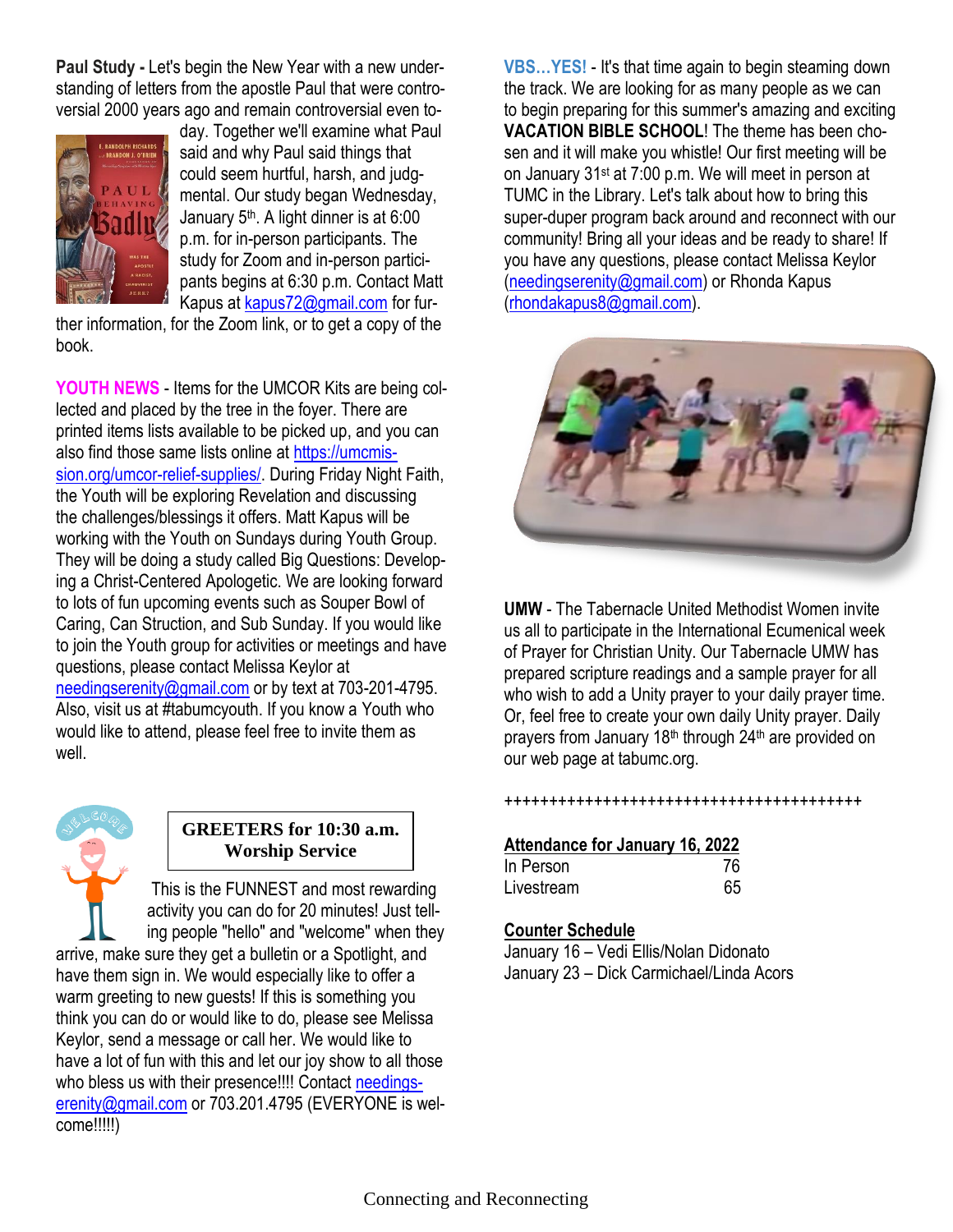**Paul Study -** Let's begin the New Year with a new understanding of letters from the apostle Paul that were controversial 2000 years ago and remain controversial even today. Together we'll examine what Paul said and why Paul said things that could seem hurtful, harsh, and judgmental. Our study began Wednesday, January 5th. A light dinner is at 6:00 p.m. for in-person participants. The study for Zoom and in-person participants begins at 6:30 p.m. Contact Matt Kapus at kapus72@gmail.com for further information, for the Zoom link, or to get a copy of the book.

**YOUTH NEWS** - Items for the UMCOR Kits are being collected and placed by the tree in the foyer. There are printed items lists available to be picked up, and you can also find those same lists online at https://umcmission.org/umcor-relief-supplies/. During Friday Night Faith, the Youth will be exploring Revelation and discussing the challenges/blessings it offers. Matt Kapus will be working with the Youth on Sundays during Youth Group. They will be doing a study called Big Questions: Developing a Christ-Centered Apologetic. We are looking forward to lots of fun upcoming events such as Souper Bowl of Caring, Can Struction, and Sub Sunday. If you would like to join the Youth group for activities or meetings and have questions, please contact Melissa Keylor at needingserenity@gmail.com or by text at 703-201-4795. Also, visit us at #tabumcyouth. If you know a Youth who would like to attend, please feel free to invite them as well.

**GREETERS for 10:30 a.m. Worship Service**

This is the FUNNEST and most rewarding activity you can do for 20 minutes! Just telling people "hello" and "welcome" when they arrive, make sure they get a bulletin or a Spotlight, and have them sign in. We would especially like to offer a warm greeting to new guests! If this is something you think you can do or would like to do, please see Melissa Keylor, send a message or call her. We would like to have a lot of fun with this and let our joy show to all those who bless us with their presence!!!! Contact needingserenity@gmail.com or 703.201.4795 (EVERYONE is welcome!!!!!)

**VBS...YES!** - It's that time again to begin steaming down the track. We are looking for as many people as we can to begin preparing for this summer's amazing and exciting **VACATION BIBLE SCHOOL**! The theme has been chosen and it will make you whistle! Our first meeting will be on January 31st at 7:00 p.m. We will meet in person at TUMC in the Library. Let's talk about how to bring this super-duper program back around and reconnect with our community! Bring all your ideas and be ready to share! If you have any questions, please contact Melissa Keylor (needingserenity@gmail.com) or Rhonda Kapus (rhondakapus8@gmail.com).

**UMW** - The Tabernacle United Methodist Women invite us all to participate in the International Ecumenical week of Prayer for Christian Unity. Our Tabernacle UMW has prepared scripture readings and a sample prayer for all who wish to add a Unity prayer to your daily prayer time. Or, feel free to create your own daily Unity prayer. Daily prayers from January 18th through 24th are provided on our web page at tabumc.org.

++++++++++++++++++++++++++++++++++++++++++

**Attendance for January 16, 2022**

| | |
|---|---|
| In Person | 76 |
| Livestream | 65 |

**Counter Schedule**

January 16 – Vedi Ellis/Nolan Didonato
January 23 – Dick Carmichael/Linda Acors

Connecting and Reconnecting